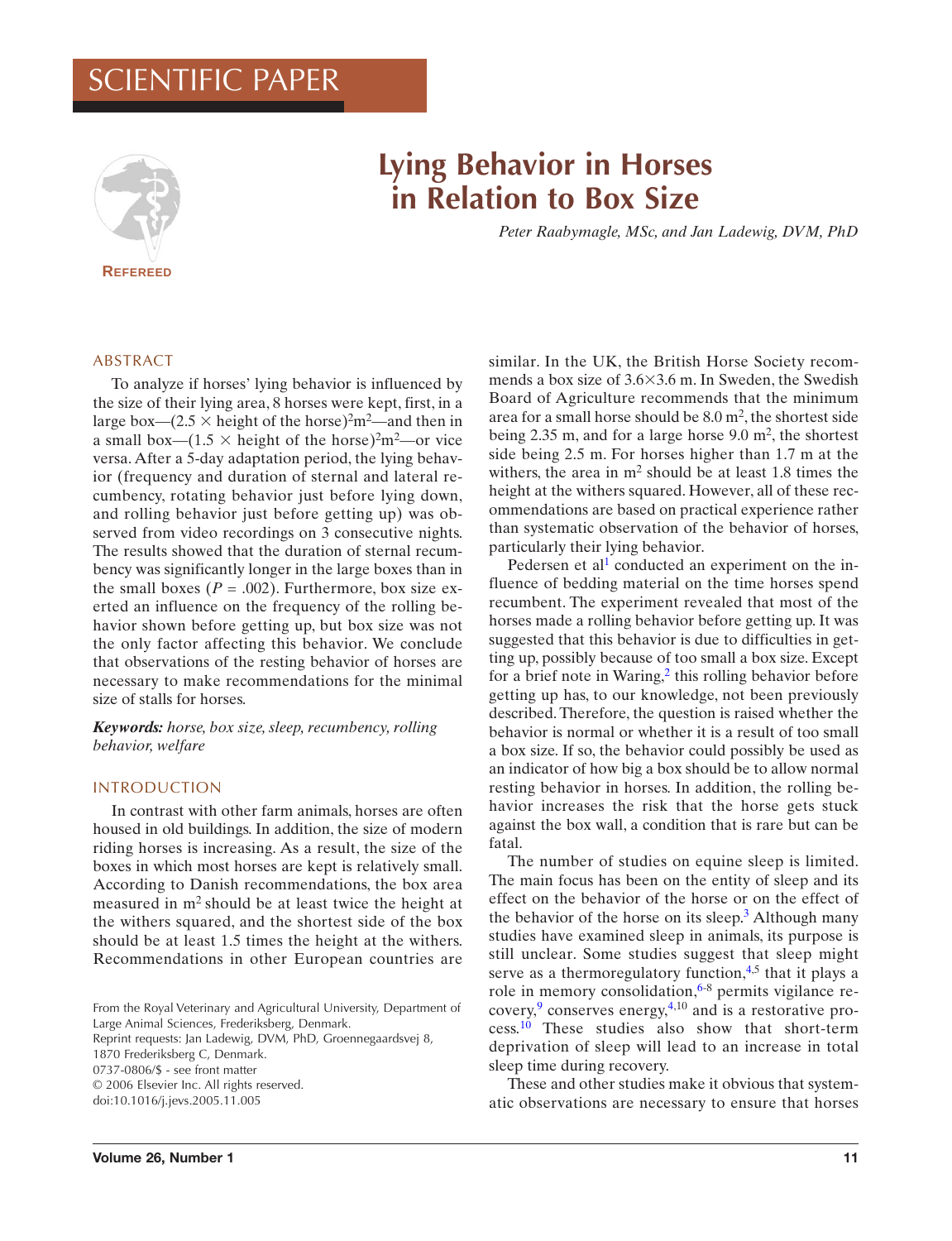SCIENTIFIC PAPER

REFEREED

# Lying Behavior in Horses in Relation to Box Size

*Peter Raabymagle, MSc, and Jan Ladewig, DVM, PhD*

## ABSTRACT

To analyze if horses' lying behavior is influenced by the size of their lying area, 8 horses were kept, first, in a large box—$(2.5 \times \text{height of the horse})^2 \text{m}^2$—and then in a small box—$(1.5 \times \text{height of the horse})^2 \text{m}^2$—or vice versa. After a 5-day adaptation period, the lying behavior (frequency and duration of sternal and lateral recumbency, rotating behavior just before lying down, and rolling behavior just before getting up) was observed from video recordings on 3 consecutive nights. The results showed that the duration of sternal recumbency was significantly longer in the large boxes than in the small boxes ($P = .002$). Furthermore, box size exerted an influence on the frequency of the rolling behavior shown before getting up, but box size was not the only factor affecting this behavior. We conclude that observations of the resting behavior of horses are necessary to make recommendations for the minimal size of stalls for horses.

***Keywords:*** *horse, box size, sleep, recumbency, rolling behavior, welfare*

## INTRODUCTION

In contrast with other farm animals, horses are often housed in old buildings. In addition, the size of modern riding horses is increasing. As a result, the size of the boxes in which most horses are kept is relatively small. According to Danish recommendations, the box area measured in m² should be at least twice the height at the withers squared, and the shortest side of the box should be at least 1.5 times the height at the withers. Recommendations in other European countries are similar. In the UK, the British Horse Society recommends a box size of 3.6×3.6 m. In Sweden, the Swedish Board of Agriculture recommends that the minimum area for a small horse should be 8.0 m², the shortest side being 2.35 m, and for a large horse 9.0 m², the shortest side being 2.5 m. For horses higher than 1.7 m at the withers, the area in m² should be at least 1.8 times the height at the withers squared. However, all of these recommendations are based on practical experience rather than systematic observation of the behavior of horses, particularly their lying behavior.

Pedersen et al[1] conducted an experiment on the influence of bedding material on the time horses spend recumbent. The experiment revealed that most of the horses made a rolling behavior before getting up. It was suggested that this behavior is due to difficulties in getting up, possibly because of too small a box size. Except for a brief note in Waring,[2] this rolling behavior before getting up has, to our knowledge, not been previously described. Therefore, the question is raised whether the behavior is normal or whether it is a result of too small a box size. If so, the behavior could possibly be used as an indicator of how big a box should be to allow normal resting behavior in horses. In addition, the rolling behavior increases the risk that the horse gets stuck against the box wall, a condition that is rare but can be fatal.

The number of studies on equine sleep is limited. The main focus has been on the entity of sleep and its effect on the behavior of the horse or on the effect of the behavior of the horse on its sleep.[3] Although many studies have examined sleep in animals, its purpose is still unclear. Some studies suggest that sleep might serve as a thermoregulatory function,[4,5] that it plays a role in memory consolidation,[6-8] permits vigilance recovery,[9] conserves energy,[4,10] and is a restorative process.[10] These studies also show that short-term deprivation of sleep will lead to an increase in total sleep time during recovery.

These and other studies make it obvious that systematic observations are necessary to ensure that horses

From the Royal Veterinary and Agricultural University, Department of Large Animal Sciences, Frederiksberg, Denmark.
Reprint requests: Jan Ladewig, DVM, PhD, Groennegaardsvej 8, 1870 Frederiksberg C, Denmark.
0737-0806/$ - see front matter
© 2006 Elsevier Inc. All rights reserved.
doi:10.1016/j.jevs.2005.11.005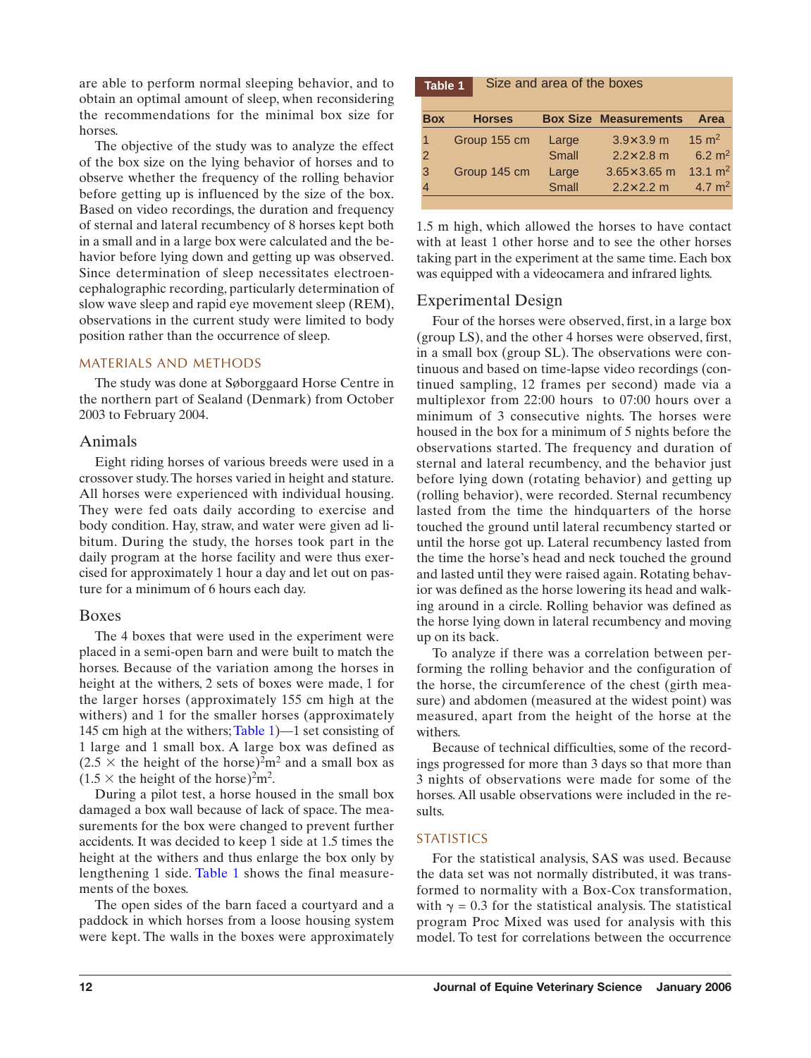are able to perform normal sleeping behavior, and to obtain an optimal amount of sleep, when reconsidering the recommendations for the minimal box size for horses.

The objective of the study was to analyze the effect of the box size on the lying behavior of horses and to observe whether the frequency of the rolling behavior before getting up is influenced by the size of the box. Based on video recordings, the duration and frequency of sternal and lateral recumbency of 8 horses kept both in a small and in a large box were calculated and the behavior before lying down and getting up was observed. Since determination of sleep necessitates electroencephalographic recording, particularly determination of slow wave sleep and rapid eye movement sleep (REM), observations in the current study were limited to body position rather than the occurrence of sleep.

## MATERIALS AND METHODS

The study was done at Søborggaard Horse Centre in the northern part of Sealand (Denmark) from October 2003 to February 2004.

### Animals

Eight riding horses of various breeds were used in a crossover study. The horses varied in height and stature. All horses were experienced with individual housing. They were fed oats daily according to exercise and body condition. Hay, straw, and water were given ad libitum. During the study, the horses took part in the daily program at the horse facility and were thus exercised for approximately 1 hour a day and let out on pasture for a minimum of 6 hours each day.

### Boxes

The 4 boxes that were used in the experiment were placed in a semi-open barn and were built to match the horses. Because of the variation among the horses in height at the withers, 2 sets of boxes were made, 1 for the larger horses (approximately 155 cm high at the withers) and 1 for the smaller horses (approximately 145 cm high at the withers; Table 1)—1 set consisting of 1 large and 1 small box. A large box was defined as $(2.5 \times \text{the height of the horse})^2 \text{m}^2$ and a small box as $(1.5 \times \text{the height of the horse})^2 \text{m}^2$.

During a pilot test, a horse housed in the small box damaged a box wall because of lack of space. The measurements for the box were changed to prevent further accidents. It was decided to keep 1 side at 1.5 times the height at the withers and thus enlarge the box only by lengthening 1 side. Table 1 shows the final measurements of the boxes.

The open sides of the barn faced a courtyard and a paddock in which horses from a loose housing system were kept. The walls in the boxes were approximately 1.5 m high, which allowed the horses to have contact with at least 1 other horse and to see the other horses taking part in the experiment at the same time. Each box was equipped with a videocamera and infrared lights.

**Table 1** Size and area of the boxes

| Box | Horses | Box Size | Measurements | Area |
|---|---|---|---|---|
| 1 | Group 155 cm | Large | 3.9×3.9 m | 15 m$^2$ |
| 2 | | Small | 2.2×2.8 m | 6.2 m$^2$ |
| 3 | Group 145 cm | Large | 3.65×3.65 m | 13.1 m$^2$ |
| 4 | | Small | 2.2×2.2 m | 4.7 m$^2$ |

### Experimental Design

Four of the horses were observed, first, in a large box (group LS), and the other 4 horses were observed, first, in a small box (group SL). The observations were continuous and based on time-lapse video recordings (continued sampling, 12 frames per second) made via a multiplexor from 22:00 hours to 07:00 hours over a minimum of 3 consecutive nights. The horses were housed in the box for a minimum of 5 nights before the observations started. The frequency and duration of sternal and lateral recumbency, and the behavior just before lying down (rotating behavior) and getting up (rolling behavior), were recorded. Sternal recumbency lasted from the time the hindquarters of the horse touched the ground until lateral recumbency started or until the horse got up. Lateral recumbency lasted from the time the horse's head and neck touched the ground and lasted until they were raised again. Rotating behavior was defined as the horse lowering its head and walking around in a circle. Rolling behavior was defined as the horse lying down in lateral recumbency and moving up on its back.

To analyze if there was a correlation between performing the rolling behavior and the configuration of the horse, the circumference of the chest (girth measure) and abdomen (measured at the widest point) was measured, apart from the height of the horse at the withers.

Because of technical difficulties, some of the recordings progressed for more than 3 days so that more than 3 nights of observations were made for some of the horses. All usable observations were included in the results.

## STATISTICS

For the statistical analysis, SAS was used. Because the data set was not normally distributed, it was transformed to normality with a Box-Cox transformation, with $\gamma = 0.3$ for the statistical analysis. The statistical program Proc Mixed was used for analysis with this model. To test for correlations between the occurrence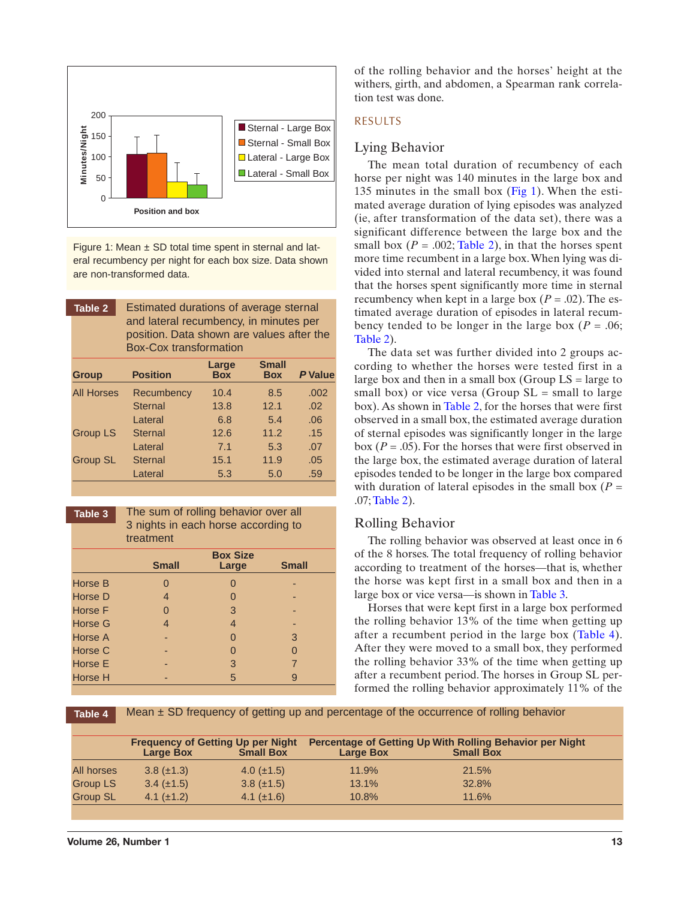Figure 1: Mean ± SD total time spent in sternal and lateral recumbency per night for each box size. Data shown are non-transformed data.

**Table 2** Estimated durations of average sternal and lateral recumbency, in minutes per position. Data shown are values after the Box-Cox transformation

| Group | Position | Large Box | Small Box | *P* Value |
|---|---|---|---|---|
| All Horses | Recumbency | 10.4 | 8.5 | .002 |
| | Sternal | 13.8 | 12.1 | .02 |
| | Lateral | 6.8 | 5.4 | .06 |
| Group LS | Sternal | 12.6 | 11.2 | .15 |
| | Lateral | 7.1 | 5.3 | .07 |
| Group SL | Sternal | 15.1 | 11.9 | .05 |
| | Lateral | 5.3 | 5.0 | .59 |

**Table 3** The sum of rolling behavior over all 3 nights in each horse according to treatment

| | Box Size | | |
|---|---|---|---|
| | Small | Large | Small |
| Horse B | 0 | 0 | - |
| Horse D | 4 | 0 | - |
| Horse F | 0 | 3 | - |
| Horse G | 4 | 4 | - |
| Horse A | - | 0 | 3 |
| Horse C | - | 0 | 0 |
| Horse E | - | 3 | 7 |
| Horse H | - | 5 | 9 |

of the rolling behavior and the horses' height at the withers, girth, and abdomen, a Spearman rank correlation test was done.

## RESULTS

### Lying Behavior

The mean total duration of recumbency of each horse per night was 140 minutes in the large box and 135 minutes in the small box (Fig 1). When the estimated average duration of lying episodes was analyzed (ie, after transformation of the data set), there was a significant difference between the large box and the small box ($P = .002$; Table 2), in that the horses spent more time recumbent in a large box. When lying was divided into sternal and lateral recumbency, it was found that the horses spent significantly more time in sternal recumbency when kept in a large box ($P = .02$). The estimated average duration of episodes in lateral recumbency tended to be longer in the large box ($P = .06$; Table 2).

The data set was further divided into 2 groups according to whether the horses were tested first in a large box and then in a small box (Group LS = large to small box) or vice versa (Group SL = small to large box). As shown in Table 2, for the horses that were first observed in a small box, the estimated average duration of sternal episodes was significantly longer in the large box ($P = .05$). For the horses that were first observed in the large box, the estimated average duration of lateral episodes tended to be longer in the large box compared with duration of lateral episodes in the small box ($P = .07$; Table 2).

### Rolling Behavior

The rolling behavior was observed at least once in 6 of the 8 horses. The total frequency of rolling behavior according to treatment of the horses—that is, whether the horse was kept first in a small box and then in a large box or vice versa—is shown in Table 3.

Horses that were kept first in a large box performed the rolling behavior 13% of the time when getting up after a recumbent period in the large box (Table 4). After they were moved to a small box, they performed the rolling behavior 33% of the time when getting up after a recumbent period. The horses in Group SL performed the rolling behavior approximately 11% of the

**Table 4** Mean ± SD frequency of getting up and percentage of the occurrence of rolling behavior

| | Frequency of Getting Up per Night | | Percentage of Getting Up With Rolling Behavior per Night | |
|---|---|---|---|---|
| | Large Box | Small Box | Large Box | Small Box |
| All horses | 3.8 (±1.3) | 4.0 (±1.5) | 11.9% | 21.5% |
| Group LS | 3.4 (±1.5) | 3.8 (±1.5) | 13.1% | 32.8% |
| Group SL | 4.1 (±1.2) | 4.1 (±1.6) | 10.8% | 11.6% |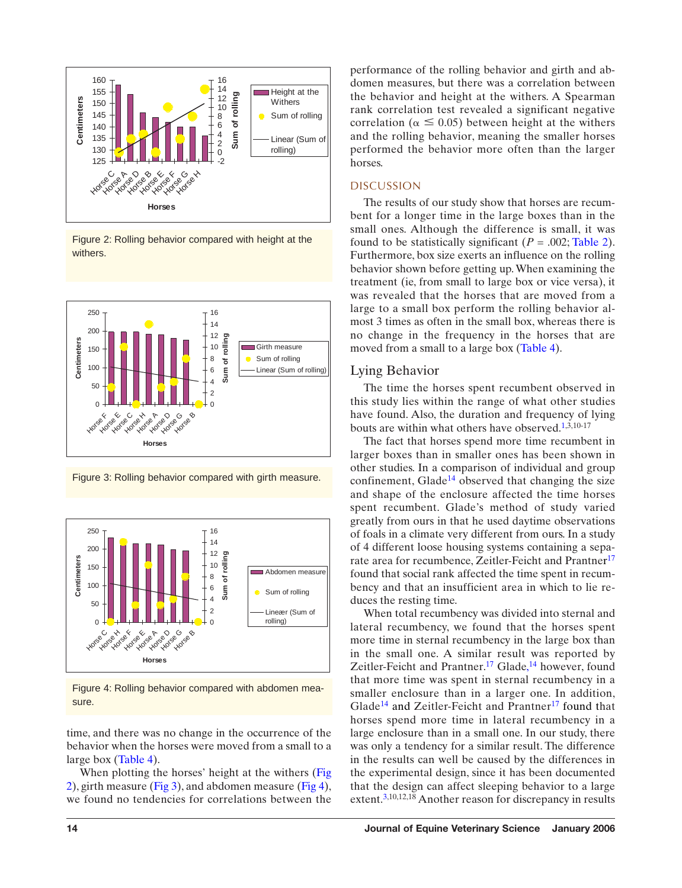Figure 2: Rolling behavior compared with height at the withers.

Figure 3: Rolling behavior compared with girth measure.

Figure 4: Rolling behavior compared with abdomen measure.

time, and there was no change in the occurrence of the behavior when the horses were moved from a small to a large box (Table 4).

When plotting the horses' height at the withers (Fig 2), girth measure (Fig 3), and abdomen measure (Fig 4), we found no tendencies for correlations between the performance of the rolling behavior and girth and abdomen measures, but there was a correlation between the behavior and height at the withers. A Spearman rank correlation test revealed a significant negative correlation ($\alpha \leq 0.05$) between height at the withers and the rolling behavior, meaning that the smaller horses performed the behavior more often than the larger horses.

## DISCUSSION

The results of our study show that horses are recumbent for a longer time in the large boxes than in the small ones. Although the difference is small, it was found to be statistically significant ($P = .002$; Table 2). Furthermore, box size exerts an influence on the rolling behavior shown before getting up. When examining the treatment (ie, from small to large box or vice versa), it was revealed that the horses that are moved from a large to a small box perform the rolling behavior almost 3 times as often in the small box, whereas there is no change in the frequency in the horses that are moved from a small to a large box (Table 4).

### Lying Behavior

The time the horses spent recumbent observed in this study lies within the range of what other studies have found. Also, the duration and frequency of lying bouts are within what others have observed.[1,3,10-17]

The fact that horses spend more time recumbent in larger boxes than in smaller ones has been shown in other studies. In a comparison of individual and group confinement, Glade[14] observed that changing the size and shape of the enclosure affected the time horses spent recumbent. Glade's method of study varied greatly from ours in that he used daytime observations of foals in a climate very different from ours. In a study of 4 different loose housing systems containing a separate area for recumbence, Zeitler-Feicht and Prantner[17] found that social rank affected the time spent in recumbency and that an insufficient area in which to lie reduces the resting time.

When total recumbency was divided into sternal and lateral recumbency, we found that the horses spent more time in sternal recumbency in the large box than in the small one. A similar result was reported by Zeitler-Feicht and Prantner.[17] Glade,[14] however, found that more time was spent in sternal recumbency in a smaller enclosure than in a larger one. In addition, Glade[14] and Zeitler-Feicht and Prantner[17] found that horses spend more time in lateral recumbency in a large enclosure than in a small one. In our study, there was only a tendency for a similar result. The difference in the results can well be caused by the differences in the experimental design, since it has been documented that the design can affect sleeping behavior to a large extent.[3,10,12,18] Another reason for discrepancy in results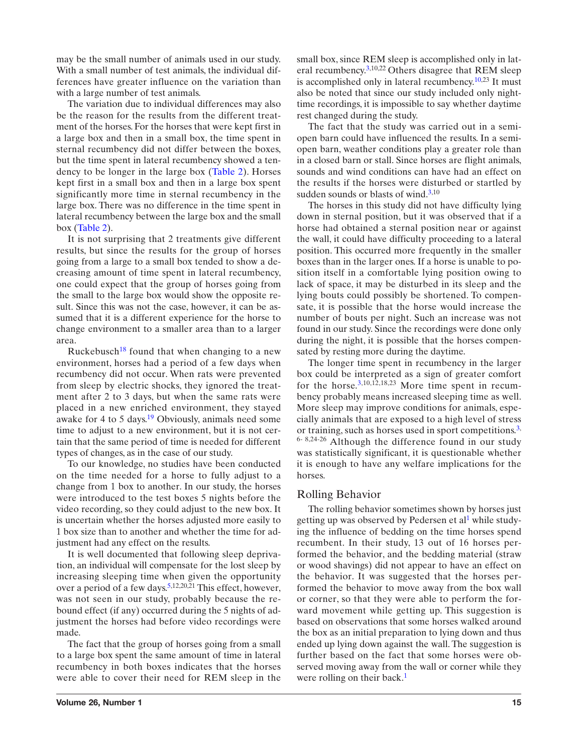may be the small number of animals used in our study. With a small number of test animals, the individual differences have greater influence on the variation than with a large number of test animals.

The variation due to individual differences may also be the reason for the results from the different treatment of the horses. For the horses that were kept first in a large box and then in a small box, the time spent in sternal recumbency did not differ between the boxes, but the time spent in lateral recumbency showed a tendency to be longer in the large box (Table 2). Horses kept first in a small box and then in a large box spent significantly more time in sternal recumbency in the large box. There was no difference in the time spent in lateral recumbency between the large box and the small box (Table 2).

It is not surprising that 2 treatments give different results, but since the results for the group of horses going from a large to a small box tended to show a decreasing amount of time spent in lateral recumbency, one could expect that the group of horses going from the small to the large box would show the opposite result. Since this was not the case, however, it can be assumed that it is a different experience for the horse to change environment to a smaller area than to a larger area.

Ruckebusch[18] found that when changing to a new environment, horses had a period of a few days when recumbency did not occur. When rats were prevented from sleep by electric shocks, they ignored the treatment after 2 to 3 days, but when the same rats were placed in a new enriched environment, they stayed awake for 4 to 5 days.[19] Obviously, animals need some time to adjust to a new environment, but it is not certain that the same period of time is needed for different types of changes, as in the case of our study.

To our knowledge, no studies have been conducted on the time needed for a horse to fully adjust to a change from 1 box to another. In our study, the horses were introduced to the test boxes 5 nights before the video recording, so they could adjust to the new box. It is uncertain whether the horses adjusted more easily to 1 box size than to another and whether the time for adjustment had any effect on the results.

It is well documented that following sleep deprivation, an individual will compensate for the lost sleep by increasing sleeping time when given the opportunity over a period of a few days.[5,12,20,21] This effect, however, was not seen in our study, probably because the rebound effect (if any) occurred during the 5 nights of adjustment the horses had before video recordings were made.

The fact that the group of horses going from a small to a large box spent the same amount of time in lateral recumbency in both boxes indicates that the horses were able to cover their need for REM sleep in the small box, since REM sleep is accomplished only in lateral recumbency.[3,10,22] Others disagree that REM sleep is accomplished only in lateral recumbency.[10,23] It must also be noted that since our study included only night-time recordings, it is impossible to say whether daytime rest changed during the study.

The fact that the study was carried out in a semi-open barn could have influenced the results. In a semi-open barn, weather conditions play a greater role than in a closed barn or stall. Since horses are flight animals, sounds and wind conditions can have had an effect on the results if the horses were disturbed or startled by sudden sounds or blasts of wind.[3,10]

The horses in this study did not have difficulty lying down in sternal position, but it was observed that if a horse had obtained a sternal position near or against the wall, it could have difficulty proceeding to a lateral position. This occurred more frequently in the smaller boxes than in the larger ones. If a horse is unable to position itself in a comfortable lying position owing to lack of space, it may be disturbed in its sleep and the lying bouts could possibly be shortened. To compensate, it is possible that the horse would increase the number of bouts per night. Such an increase was not found in our study. Since the recordings were done only during the night, it is possible that the horses compensated by resting more during the daytime.

The longer time spent in recumbency in the larger box could be interpreted as a sign of greater comfort for the horse.[3,10,12,18,23] More time spent in recumbency probably means increased sleeping time as well. More sleep may improve conditions for animals, especially animals that are exposed to a high level of stress or training, such as horses used in sport competitions.[3,6-8,24-26] Although the difference found in our study was statistically significant, it is questionable whether it is enough to have any welfare implications for the horses.

## Rolling Behavior

The rolling behavior sometimes shown by horses just getting up was observed by Pedersen et al[1] while studying the influence of bedding on the time horses spend recumbent. In their study, 13 out of 16 horses performed the behavior, and the bedding material (straw or wood shavings) did not appear to have an effect on the behavior. It was suggested that the horses performed the behavior to move away from the box wall or corner, so that they were able to perform the forward movement while getting up. This suggestion is based on observations that some horses walked around the box as an initial preparation to lying down and thus ended up lying down against the wall. The suggestion is further based on the fact that some horses were observed moving away from the wall or corner while they were rolling on their back.[1]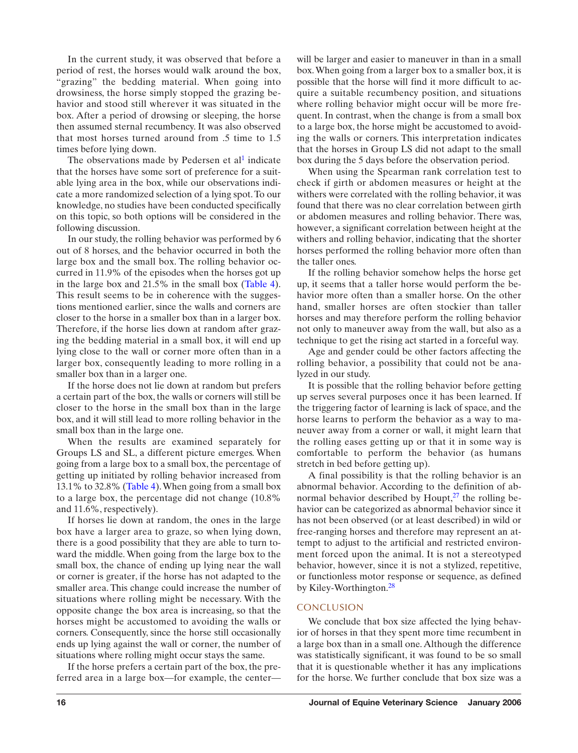In the current study, it was observed that before a period of rest, the horses would walk around the box, "grazing" the bedding material. When going into drowsiness, the horse simply stopped the grazing behavior and stood still wherever it was situated in the box. After a period of drowsing or sleeping, the horse then assumed sternal recumbency. It was also observed that most horses turned around from .5 time to 1.5 times before lying down.

The observations made by Pedersen et al[1] indicate that the horses have some sort of preference for a suitable lying area in the box, while our observations indicate a more randomized selection of a lying spot. To our knowledge, no studies have been conducted specifically on this topic, so both options will be considered in the following discussion.

In our study, the rolling behavior was performed by 6 out of 8 horses, and the behavior occurred in both the large box and the small box. The rolling behavior occurred in 11.9% of the episodes when the horses got up in the large box and 21.5% in the small box (Table 4). This result seems to be in coherence with the suggestions mentioned earlier, since the walls and corners are closer to the horse in a smaller box than in a larger box. Therefore, if the horse lies down at random after grazing the bedding material in a small box, it will end up lying close to the wall or corner more often than in a larger box, consequently leading to more rolling in a smaller box than in a larger one.

If the horse does not lie down at random but prefers a certain part of the box, the walls or corners will still be closer to the horse in the small box than in the large box, and it will still lead to more rolling behavior in the small box than in the large one.

When the results are examined separately for Groups LS and SL, a different picture emerges. When going from a large box to a small box, the percentage of getting up initiated by rolling behavior increased from 13.1% to 32.8% (Table 4). When going from a small box to a large box, the percentage did not change (10.8% and 11.6%, respectively).

If horses lie down at random, the ones in the large box have a larger area to graze, so when lying down, there is a good possibility that they are able to turn toward the middle. When going from the large box to the small box, the chance of ending up lying near the wall or corner is greater, if the horse has not adapted to the smaller area. This change could increase the number of situations where rolling might be necessary. With the opposite change the box area is increasing, so that the horses might be accustomed to avoiding the walls or corners. Consequently, since the horse still occasionally ends up lying against the wall or corner, the number of situations where rolling might occur stays the same.

If the horse prefers a certain part of the box, the preferred area in a large box—for example, the center—will be larger and easier to maneuver in than in a small box. When going from a larger box to a smaller box, it is possible that the horse will find it more difficult to acquire a suitable recumbency position, and situations where rolling behavior might occur will be more frequent. In contrast, when the change is from a small box to a large box, the horse might be accustomed to avoiding the walls or corners. This interpretation indicates that the horses in Group LS did not adapt to the small box during the 5 days before the observation period.

When using the Spearman rank correlation test to check if girth or abdomen measures or height at the withers were correlated with the rolling behavior, it was found that there was no clear correlation between girth or abdomen measures and rolling behavior. There was, however, a significant correlation between height at the withers and rolling behavior, indicating that the shorter horses performed the rolling behavior more often than the taller ones.

If the rolling behavior somehow helps the horse get up, it seems that a taller horse would perform the behavior more often than a smaller horse. On the other hand, smaller horses are often stockier than taller horses and may therefore perform the rolling behavior not only to maneuver away from the wall, but also as a technique to get the rising act started in a forceful way.

Age and gender could be other factors affecting the rolling behavior, a possibility that could not be analyzed in our study.

It is possible that the rolling behavior before getting up serves several purposes once it has been learned. If the triggering factor of learning is lack of space, and the horse learns to perform the behavior as a way to maneuver away from a corner or wall, it might learn that the rolling eases getting up or that it in some way is comfortable to perform the behavior (as humans stretch in bed before getting up).

A final possibility is that the rolling behavior is an abnormal behavior. According to the definition of abnormal behavior described by Houpt,[27] the rolling behavior can be categorized as abnormal behavior since it has not been observed (or at least described) in wild or free-ranging horses and therefore may represent an attempt to adjust to the artificial and restricted environment forced upon the animal. It is not a stereotyped behavior, however, since it is not a stylized, repetitive, or functionless motor response or sequence, as defined by Kiley-Worthington.[28]

## CONCLUSION

We conclude that box size affected the lying behavior of horses in that they spent more time recumbent in a large box than in a small one. Although the difference was statistically significant, it was found to be so small that it is questionable whether it has any implications for the horse. We further conclude that box size was a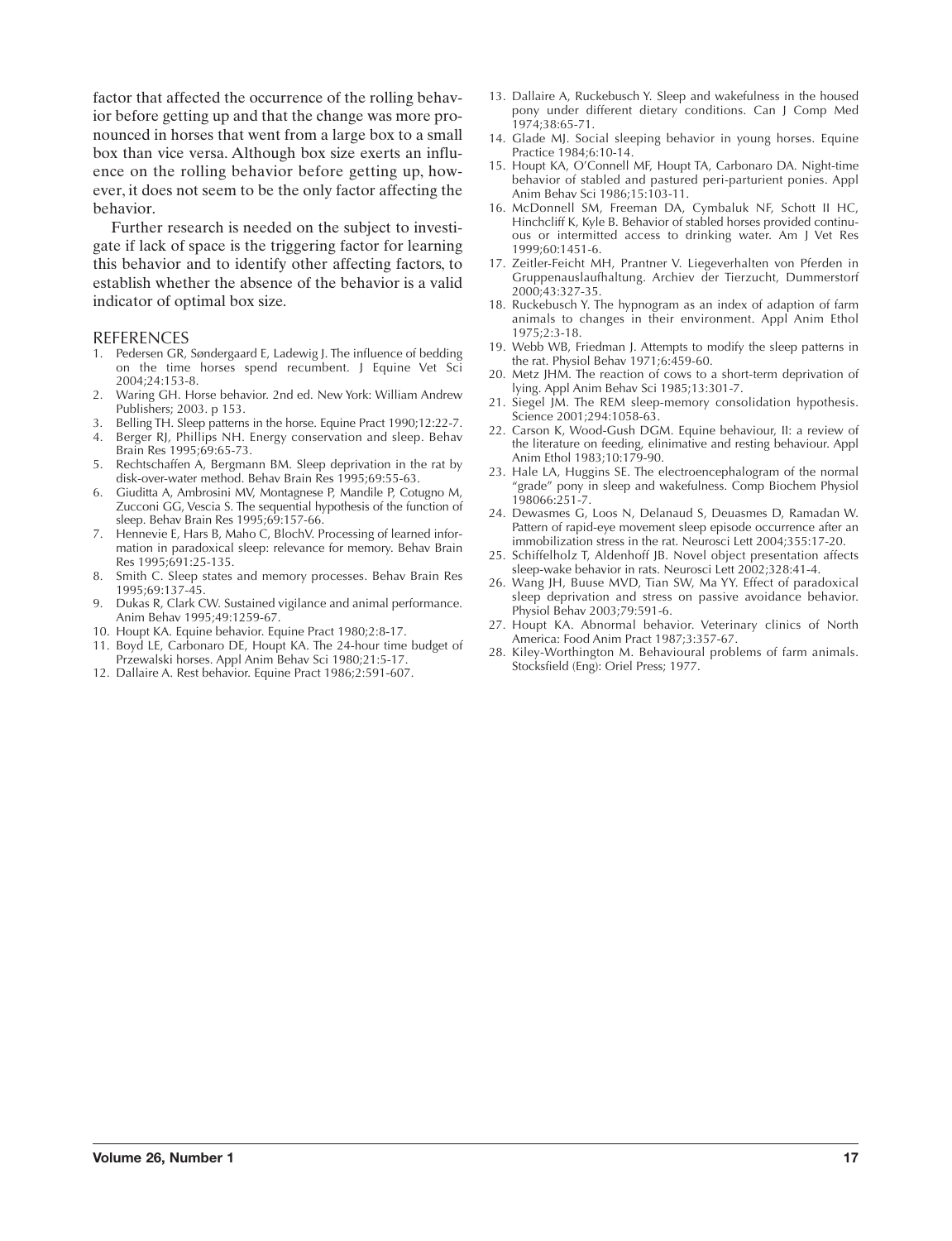factor that affected the occurrence of the rolling behavior before getting up and that the change was more pronounced in horses that went from a large box to a small box than vice versa. Although box size exerts an influence on the rolling behavior before getting up, however, it does not seem to be the only factor affecting the behavior.

Further research is needed on the subject to investigate if lack of space is the triggering factor for learning this behavior and to identify other affecting factors, to establish whether the absence of the behavior is a valid indicator of optimal box size.

## REFERENCES

1. Pedersen GR, Søndergaard E, Ladewig J. The influence of bedding on the time horses spend recumbent. J Equine Vet Sci 2004;24:153-8.
2. Waring GH. Horse behavior. 2nd ed. New York: William Andrew Publishers; 2003. p 153.
3. Belling TH. Sleep patterns in the horse. Equine Pract 1990;12:22-7.
4. Berger RJ, Phillips NH. Energy conservation and sleep. Behav Brain Res 1995;69:65-73.
5. Rechtschaffen A, Bergmann BM. Sleep deprivation in the rat by disk-over-water method. Behav Brain Res 1995;69:55-63.
6. Giuditta A, Ambrosini MV, Montagnese P, Mandile P, Cotugno M, Zucconi GG, Vescia S. The sequential hypothesis of the function of sleep. Behav Brain Res 1995;69:157-66.
7. Hennevie E, Hars B, Maho C, BlochV. Processing of learned information in paradoxical sleep: relevance for memory. Behav Brain Res 1995;691:25-135.
8. Smith C. Sleep states and memory processes. Behav Brain Res 1995;69:137-45.
9. Dukas R, Clark CW. Sustained vigilance and animal performance. Anim Behav 1995;49:1259-67.
10. Houpt KA. Equine behavior. Equine Pract 1980;2:8-17.
11. Boyd LE, Carbonaro DE, Houpt KA. The 24-hour time budget of Przewalski horses. Appl Anim Behav Sci 1980;21:5-17.
12. Dallaire A. Rest behavior. Equine Pract 1986;2:591-607.
13. Dallaire A, Ruckebusch Y. Sleep and wakefulness in the housed pony under different dietary conditions. Can J Comp Med 1974;38:65-71.
14. Glade MJ. Social sleeping behavior in young horses. Equine Practice 1984;6:10-14.
15. Houpt KA, O'Connell MF, Houpt TA, Carbonaro DA. Night-time behavior of stabled and pastured peri-parturient ponies. Appl Anim Behav Sci 1986;15:103-11.
16. McDonnell SM, Freeman DA, Cymbaluk NF, Schott II HC, Hinchcliff K, Kyle B. Behavior of stabled horses provided continuous or intermitted access to drinking water. Am J Vet Res 1999;60:1451-6.
17. Zeitler-Feicht MH, Prantner V. Liegeverhalten von Pferden in Gruppenauslaufhaltung. Archiev der Tierzucht, Dummerstorf 2000;43:327-35.
18. Ruckebusch Y. The hypnogram as an index of adaption of farm animals to changes in their environment. Appl Anim Ethol 1975;2:3-18.
19. Webb WB, Friedman J. Attempts to modify the sleep patterns in the rat. Physiol Behav 1971;6:459-60.
20. Metz JHM. The reaction of cows to a short-term deprivation of lying. Appl Anim Behav Sci 1985;13:301-7.
21. Siegel JM. The REM sleep-memory consolidation hypothesis. Science 2001;294:1058-63.
22. Carson K, Wood-Gush DGM. Equine behaviour, II: a review of the literature on feeding, elinimative and resting behaviour. Appl Anim Ethol 1983;10:179-90.
23. Hale LA, Huggins SE. The electroencephalogram of the normal "grade" pony in sleep and wakefulness. Comp Biochem Physiol 198066:251-7.
24. Dewasmes G, Loos N, Delanaud S, Deuasmes D, Ramadan W. Pattern of rapid-eye movement sleep episode occurrence after an immobilization stress in the rat. Neurosci Lett 2004;355:17-20.
25. Schiffelholz T, Aldenhoff JB. Novel object presentation affects sleep-wake behavior in rats. Neurosci Lett 2002;328:41-4.
26. Wang JH, Buuse MVD, Tian SW, Ma YY. Effect of paradoxical sleep deprivation and stress on passive avoidance behavior. Physiol Behav 2003;79:591-6.
27. Houpt KA. Abnormal behavior. Veterinary clinics of North America: Food Anim Pract 1987;3:357-67.
28. Kiley-Worthington M. Behavioural problems of farm animals. Stocksfield (Eng): Oriel Press; 1977.